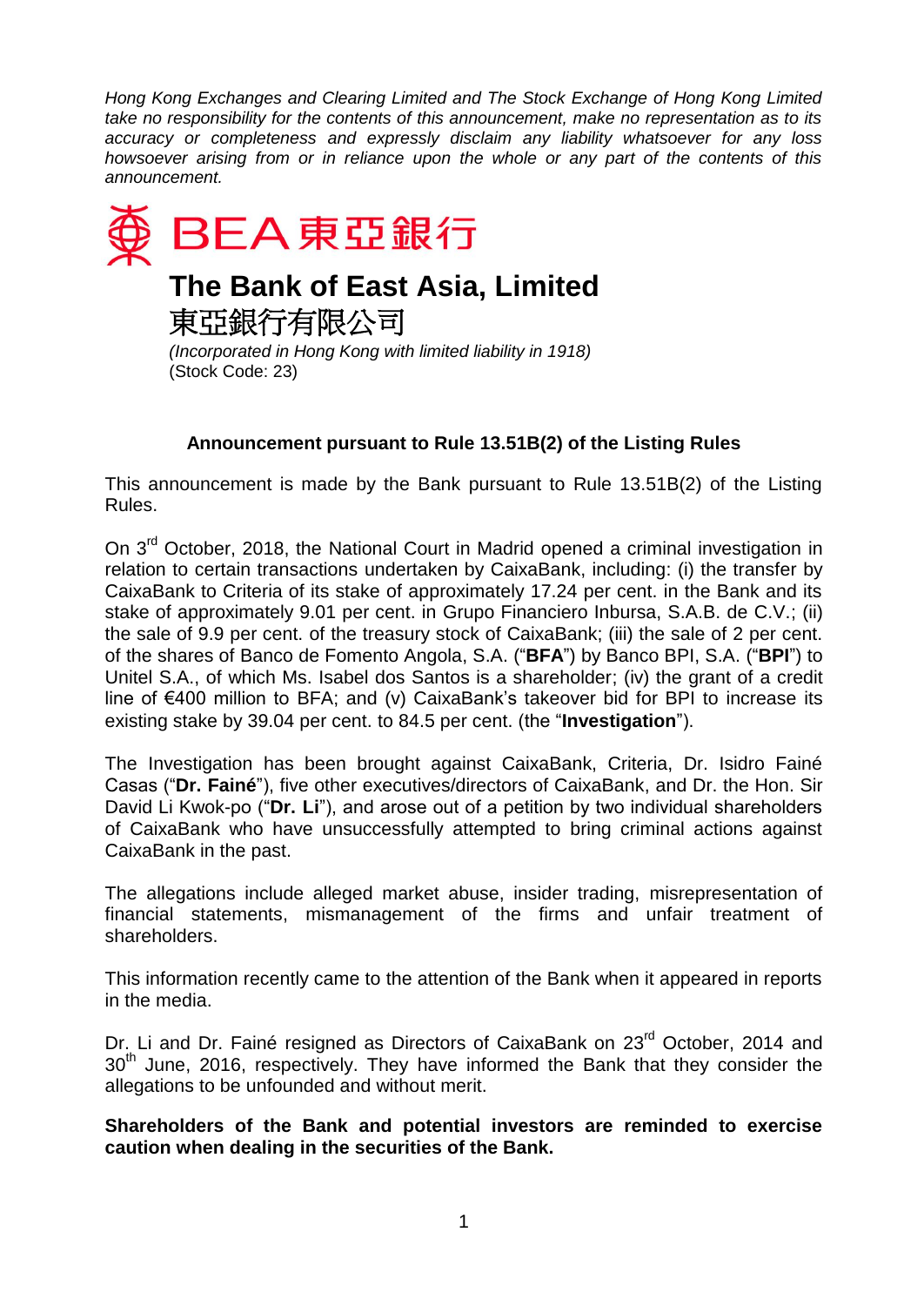*Hong Kong Exchanges and Clearing Limited and The Stock Exchange of Hong Kong Limited take no responsibility for the contents of this announcement, make no representation as to its accuracy or completeness and expressly disclaim any liability whatsoever for any loss howsoever arising from or in reliance upon the whole or any part of the contents of this announcement.*

BEA 東亞銀行

# The Bank of East Asia, Limited

# 東亞銀行有限公司

*(Incorporated in Hong Kong with limited liability in 1918)*
(Stock Code: 23)

### Announcement pursuant to Rule 13.51B(2) of the Listing Rules

This announcement is made by the Bank pursuant to Rule 13.51B(2) of the Listing Rules.

On 3rd October, 2018, the National Court in Madrid opened a criminal investigation in relation to certain transactions undertaken by CaixaBank, including: (i) the transfer by CaixaBank to Criteria of its stake of approximately 17.24 per cent. in the Bank and its stake of approximately 9.01 per cent. in Grupo Financiero Inbursa, S.A.B. de C.V.; (ii) the sale of 9.9 per cent. of the treasury stock of CaixaBank; (iii) the sale of 2 per cent. of the shares of Banco de Fomento Angola, S.A. ("**BFA**") by Banco BPI, S.A. ("**BPI**") to Unitel S.A., of which Ms. Isabel dos Santos is a shareholder; (iv) the grant of a credit line of €400 million to BFA; and (v) CaixaBank's takeover bid for BPI to increase its existing stake by 39.04 per cent. to 84.5 per cent. (the "**Investigation**").

The Investigation has been brought against CaixaBank, Criteria, Dr. Isidro Fainé Casas ("**Dr. Fainé**"), five other executives/directors of CaixaBank, and Dr. the Hon. Sir David Li Kwok-po ("**Dr. Li**"), and arose out of a petition by two individual shareholders of CaixaBank who have unsuccessfully attempted to bring criminal actions against CaixaBank in the past.

The allegations include alleged market abuse, insider trading, misrepresentation of financial statements, mismanagement of the firms and unfair treatment of shareholders.

This information recently came to the attention of the Bank when it appeared in reports in the media.

Dr. Li and Dr. Fainé resigned as Directors of CaixaBank on 23rd October, 2014 and 30th June, 2016, respectively. They have informed the Bank that they consider the allegations to be unfounded and without merit.

**Shareholders of the Bank and potential investors are reminded to exercise caution when dealing in the securities of the Bank.**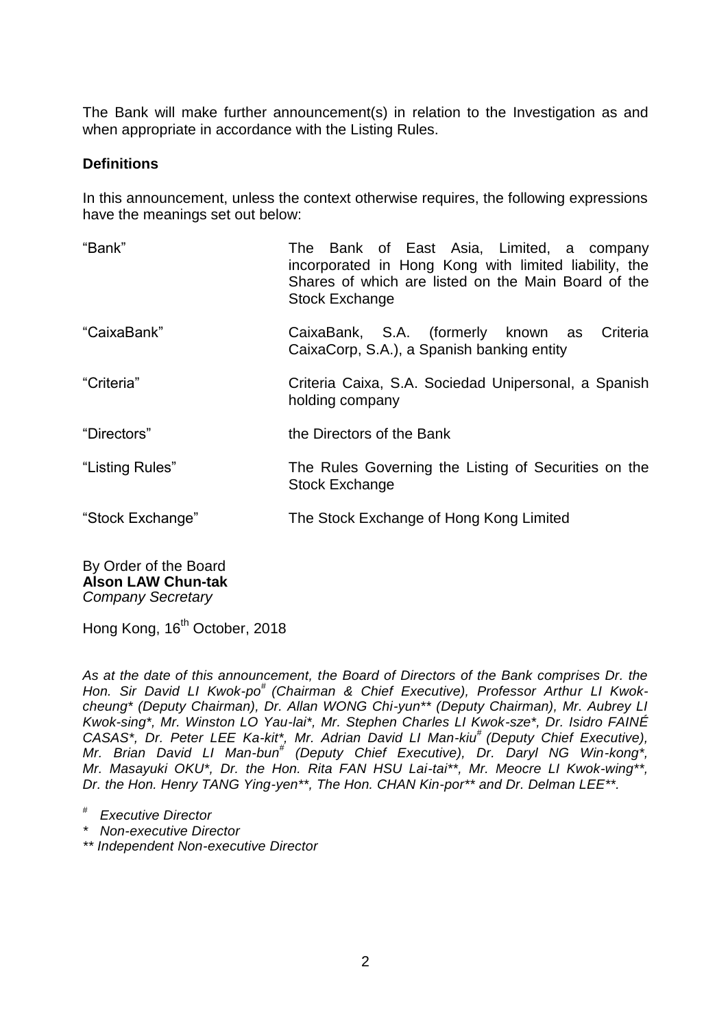The Bank will make further announcement(s) in relation to the Investigation as and when appropriate in accordance with the Listing Rules.

**Definitions**

In this announcement, unless the context otherwise requires, the following expressions have the meanings set out below:

| | |
|---|---|
| "Bank" | The Bank of East Asia, Limited, a company incorporated in Hong Kong with limited liability, the Shares of which are listed on the Main Board of the Stock Exchange |
| "CaixaBank" | CaixaBank, S.A. (formerly known as Criteria CaixaCorp, S.A.), a Spanish banking entity |
| "Criteria" | Criteria Caixa, S.A. Sociedad Unipersonal, a Spanish holding company |
| "Directors" | the Directors of the Bank |
| "Listing Rules" | The Rules Governing the Listing of Securities on the Stock Exchange |
| "Stock Exchange" | The Stock Exchange of Hong Kong Limited |

By Order of the Board
**Alson LAW Chun-tak**
*Company Secretary*

Hong Kong, 16th October, 2018

*As at the date of this announcement, the Board of Directors of the Bank comprises Dr. the Hon. Sir David LI Kwok-po# (Chairman & Chief Executive), Professor Arthur LI Kwok-cheung* (Deputy Chairman), Dr. Allan WONG Chi-yun** (Deputy Chairman), Mr. Aubrey LI Kwok-sing*, Mr. Winston LO Yau-lai*, Mr. Stephen Charles LI Kwok-sze*, Dr. Isidro FAINÉ CASAS*, Dr. Peter LEE Ka-kit*, Mr. Adrian David LI Man-kiu# (Deputy Chief Executive), Mr. Brian David LI Man-bun# (Deputy Chief Executive), Dr. Daryl NG Win-kong*, Mr. Masayuki OKU*, Dr. the Hon. Rita FAN HSU Lai-tai**, Mr. Meocre LI Kwok-wing**, Dr. the Hon. Henry TANG Ying-yen**, The Hon. CHAN Kin-por** and Dr. Delman LEE**.*

*# Executive Director*

*\* Non-executive Director*

*\*\* Independent Non-executive Director*